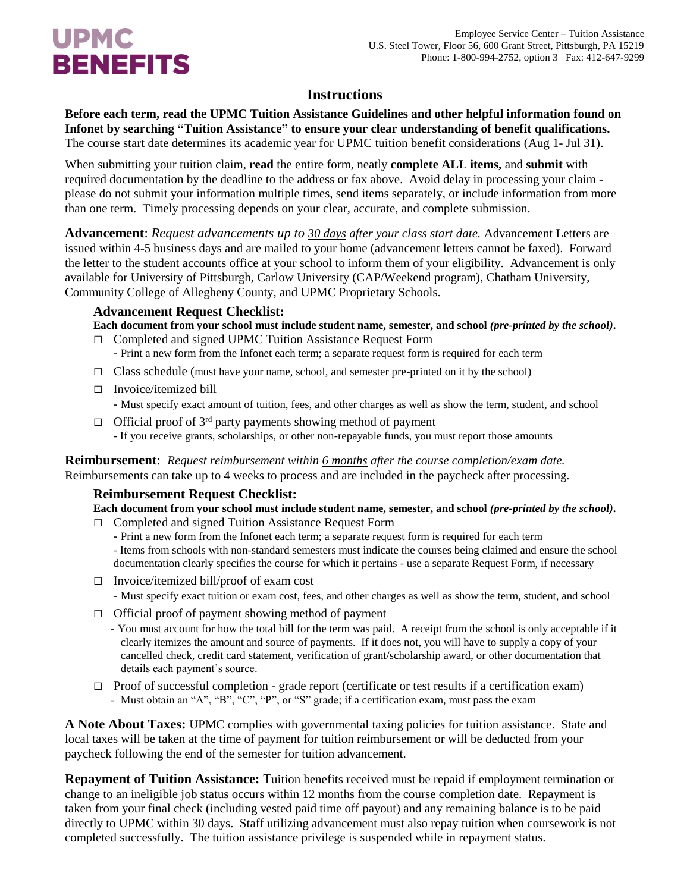**UPMC BENEFITS**

Employee Service Center – Tuition Assistance
U.S. Steel Tower, Floor 56, 600 Grant Street, Pittsburgh, PA 15219
Phone: 1-800-994-2752, option 3 Fax: 412-647-9299

# Instructions

**Before each term, read the UPMC Tuition Assistance Guidelines and other helpful information found on Infonet by searching "Tuition Assistance" to ensure your clear understanding of benefit qualifications.** The course start date determines its academic year for UPMC tuition benefit considerations (Aug 1- Jul 31).

When submitting your tuition claim, **read** the entire form, neatly **complete ALL items,** and **submit** with required documentation by the deadline to the address or fax above. Avoid delay in processing your claim - please do not submit your information multiple times, send items separately, or include information from more than one term. Timely processing depends on your clear, accurate, and complete submission.

**Advancement**: *Request advancements up to 30 days after your class start date.* Advancement Letters are issued within 4-5 business days and are mailed to your home (advancement letters cannot be faxed). Forward the letter to the student accounts office at your school to inform them of your eligibility. Advancement is only available for University of Pittsburgh, Carlow University (CAP/Weekend program), Chatham University, Community College of Allegheny County, and UPMC Proprietary Schools.

### Advancement Request Checklist:

**Each document from your school must include student name, semester, and school *(pre-printed by the school)*.**

- ☐ Completed and signed UPMC Tuition Assistance Request Form
  - Print a new form from the Infonet each term; a separate request form is required for each term
- ☐ Class schedule (must have your name, school, and semester pre-printed on it by the school)
- ☐ Invoice/itemized bill
  - Must specify exact amount of tuition, fees, and other charges as well as show the term, student, and school
- ☐ Official proof of 3rd party payments showing method of payment
  - If you receive grants, scholarships, or other non-repayable funds, you must report those amounts

**Reimbursement**: *Request reimbursement within 6 months after the course completion/exam date.* Reimbursements can take up to 4 weeks to process and are included in the paycheck after processing.

### Reimbursement Request Checklist:

**Each document from your school must include student name, semester, and school *(pre-printed by the school)*.**

- ☐ Completed and signed Tuition Assistance Request Form
  - Print a new form from the Infonet each term; a separate request form is required for each term
  - Items from schools with non-standard semesters must indicate the courses being claimed and ensure the school documentation clearly specifies the course for which it pertains - use a separate Request Form, if necessary
- ☐ Invoice/itemized bill/proof of exam cost
  - Must specify exact tuition or exam cost, fees, and other charges as well as show the term, student, and school
- ☐ Official proof of payment showing method of payment
  - You must account for how the total bill for the term was paid. A receipt from the school is only acceptable if it clearly itemizes the amount and source of payments. If it does not, you will have to supply a copy of your cancelled check, credit card statement, verification of grant/scholarship award, or other documentation that details each payment's source.
- ☐ Proof of successful completion - grade report (certificate or test results if a certification exam)
  - Must obtain an "A", "B", "C", "P", or "S" grade; if a certification exam, must pass the exam

**A Note About Taxes:** UPMC complies with governmental taxing policies for tuition assistance. State and local taxes will be taken at the time of payment for tuition reimbursement or will be deducted from your paycheck following the end of the semester for tuition advancement.

**Repayment of Tuition Assistance:** Tuition benefits received must be repaid if employment termination or change to an ineligible job status occurs within 12 months from the course completion date. Repayment is taken from your final check (including vested paid time off payout) and any remaining balance is to be paid directly to UPMC within 30 days. Staff utilizing advancement must also repay tuition when coursework is not completed successfully. The tuition assistance privilege is suspended while in repayment status.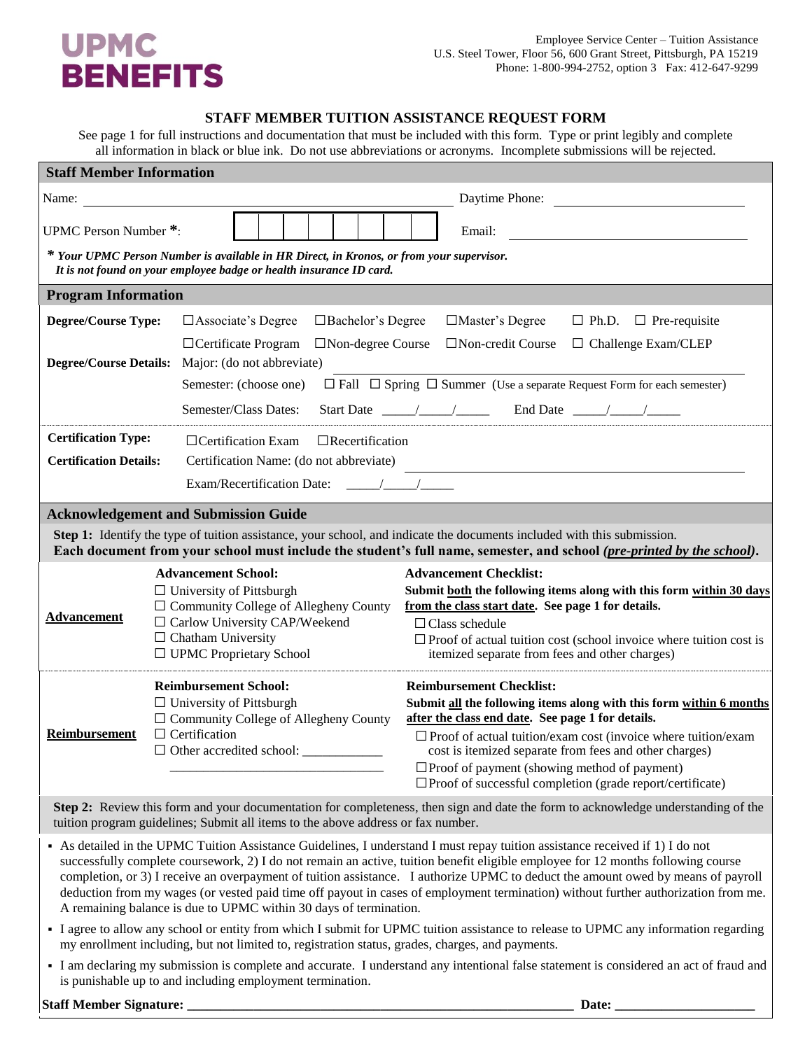# UPMC BENEFITS

Employee Service Center – Tuition Assistance
U.S. Steel Tower, Floor 56, 600 Grant Street, Pittsburgh, PA 15219
Phone: 1-800-994-2752, option 3  Fax: 412-647-9299

## STAFF MEMBER TUITION ASSISTANCE REQUEST FORM

See page 1 for full instructions and documentation that must be included with this form. Type or print legibly and complete all information in black or blue ink. Do not use abbreviations or acronyms. Incomplete submissions will be rejected.

### Staff Member Information

Name: ______________________________ Daytime Phone: ____________________

UPMC Person Number *: | | | | | | | | | Email: ____________________

*** Your UPMC Person Number is available in HR Direct, in Kronos, or from your supervisor. It is not found on your employee badge or health insurance ID card.***

### Program Information

**Degree/Course Type:** ☐ Associate's Degree ☐ Bachelor's Degree ☐ Master's Degree ☐ Ph.D. ☐ Pre-requisite
☐ Certificate Program ☐ Non-degree Course ☐ Non-credit Course ☐ Challenge Exam/CLEP

**Degree/Course Details:** Major: (do not abbreviate) ______________________________

Semester: (choose one) ☐ Fall ☐ Spring ☐ Summer (Use a separate Request Form for each semester)

Semester/Class Dates: Start Date _____/_____/_____ End Date _____/_____/_____

**Certification Type:** ☐ Certification Exam ☐ Recertification

**Certification Details:** Certification Name: (do not abbreviate) ______________________________

Exam/Recertification Date: _____/_____/_____

### Acknowledgement and Submission Guide

**Step 1:** Identify the type of tuition assistance, your school, and indicate the documents included with this submission.
**Each document from your school must include the student's full name, semester, and school *(pre-printed by the school)*.**

| | | |
|---|---|---|
| **Advancement** | **Advancement School:**<br>☐ University of Pittsburgh<br>☐ Community College of Allegheny County<br>☐ Carlow University CAP/Weekend<br>☐ Chatham University<br>☐ UPMC Proprietary School | **Advancement Checklist:**<br>**Submit both the following items along with this form within 30 days from the class start date. See page 1 for details.**<br>☐ Class schedule<br>☐ Proof of actual tuition cost (school invoice where tuition cost is itemized separate from fees and other charges) |
| **Reimbursement** | **Reimbursement School:**<br>☐ University of Pittsburgh<br>☐ Community College of Allegheny County<br>☐ Certification<br>☐ Other accredited school: ____________<br>________________________________ | **Reimbursement Checklist:**<br>**Submit all the following items along with this form within 6 months after the class end date. See page 1 for details.**<br>☐ Proof of actual tuition/exam cost (invoice where tuition/exam cost is itemized separate from fees and other charges)<br>☐ Proof of payment (showing method of payment)<br>☐ Proof of successful completion (grade report/certificate) |

**Step 2:** Review this form and your documentation for completeness, then sign and date the form to acknowledge understanding of the tuition program guidelines; Submit all items to the above address or fax number.

- As detailed in the UPMC Tuition Assistance Guidelines, I understand I must repay tuition assistance received if 1) I do not successfully complete coursework, 2) I do not remain an active, tuition benefit eligible employee for 12 months following course completion, or 3) I receive an overpayment of tuition assistance. I authorize UPMC to deduct the amount owed by means of payroll deduction from my wages (or vested paid time off payout in cases of employment termination) without further authorization from me. A remaining balance is due to UPMC within 30 days of termination.
- I agree to allow any school or entity from which I submit for UPMC tuition assistance to release to UPMC any information regarding my enrollment including, but not limited to, registration status, grades, charges, and payments.
- I am declaring my submission is complete and accurate. I understand any intentional false statement is considered an act of fraud and is punishable up to and including employment termination.

**Staff Member Signature:** ______________________________ **Date:** ____________________